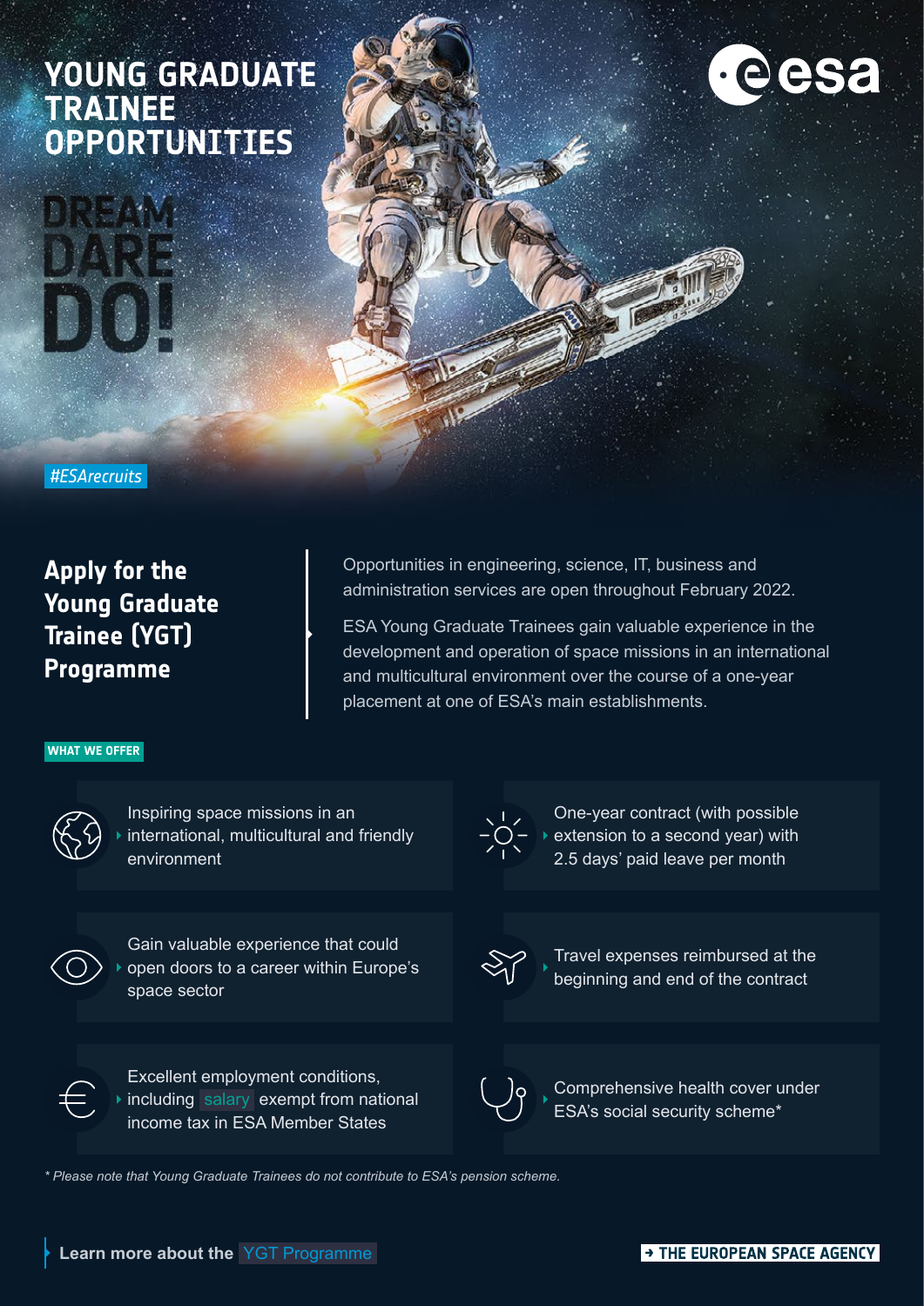# YOUNG GRADUATE TRAINEE OPPORTUNITIES

esa

DREAM
DARE
DO!

#ESArecruits

## Apply for the Young Graduate Trainee (YGT) Programme

Opportunities in engineering, science, IT, business and administration services are open throughout February 2022.

ESA Young Graduate Trainees gain valuable experience in the development and operation of space missions in an international and multicultural environment over the course of a one-year placement at one of ESA's main establishments.

### WHAT WE OFFER

- Inspiring space missions in an international, multicultural and friendly environment
- One-year contract (with possible extension to a second year) with 2.5 days' paid leave per month
- Gain valuable experience that could open doors to a career within Europe's space sector
- Travel expenses reimbursed at the beginning and end of the contract
- Excellent employment conditions, including salary exempt from national income tax in ESA Member States
- Comprehensive health cover under ESA's social security scheme*

*\* Please note that Young Graduate Trainees do not contribute to ESA's pension scheme.*

Learn more about the YGT Programme

→ THE EUROPEAN SPACE AGENCY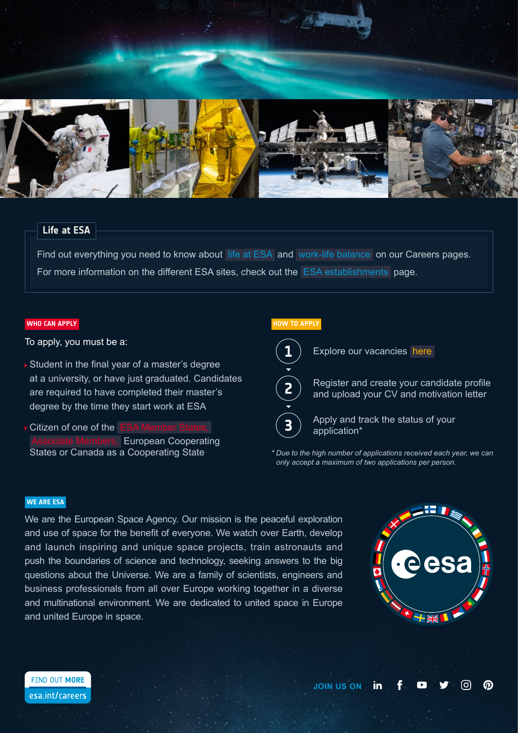## Life at ESA

Find out everything you need to know about life at ESA and work-life balance on our Careers pages.

For more information on the different ESA sites, check out the ESA establishments page.

### WHO CAN APPLY

To apply, you must be a:

- Student in the final year of a master's degree at a university, or have just graduated. Candidates are required to have completed their master's degree by the time they start work at ESA
- Citizen of one of the ESA Member States, Associate Members, European Cooperating States or Canada as a Cooperating State

### HOW TO APPLY

1. Explore our vacancies here
2. Register and create your candidate profile and upload your CV and motivation letter
3. Apply and track the status of your application*

*\* Due to the high number of applications received each year, we can only accept a maximum of two applications per person.*

### WE ARE ESA

We are the European Space Agency. Our mission is the peaceful exploration and use of space for the benefit of everyone. We watch over Earth, develop and launch inspiring and unique space projects, train astronauts and push the boundaries of science and technology, seeking answers to the big questions about the Universe. We are a family of scientists, engineers and business professionals from all over Europe working together in a diverse and multinational environment. We are dedicated to united space in Europe and united Europe in space.

esa

FIND OUT MORE
esa.int/careers

JOIN US ON